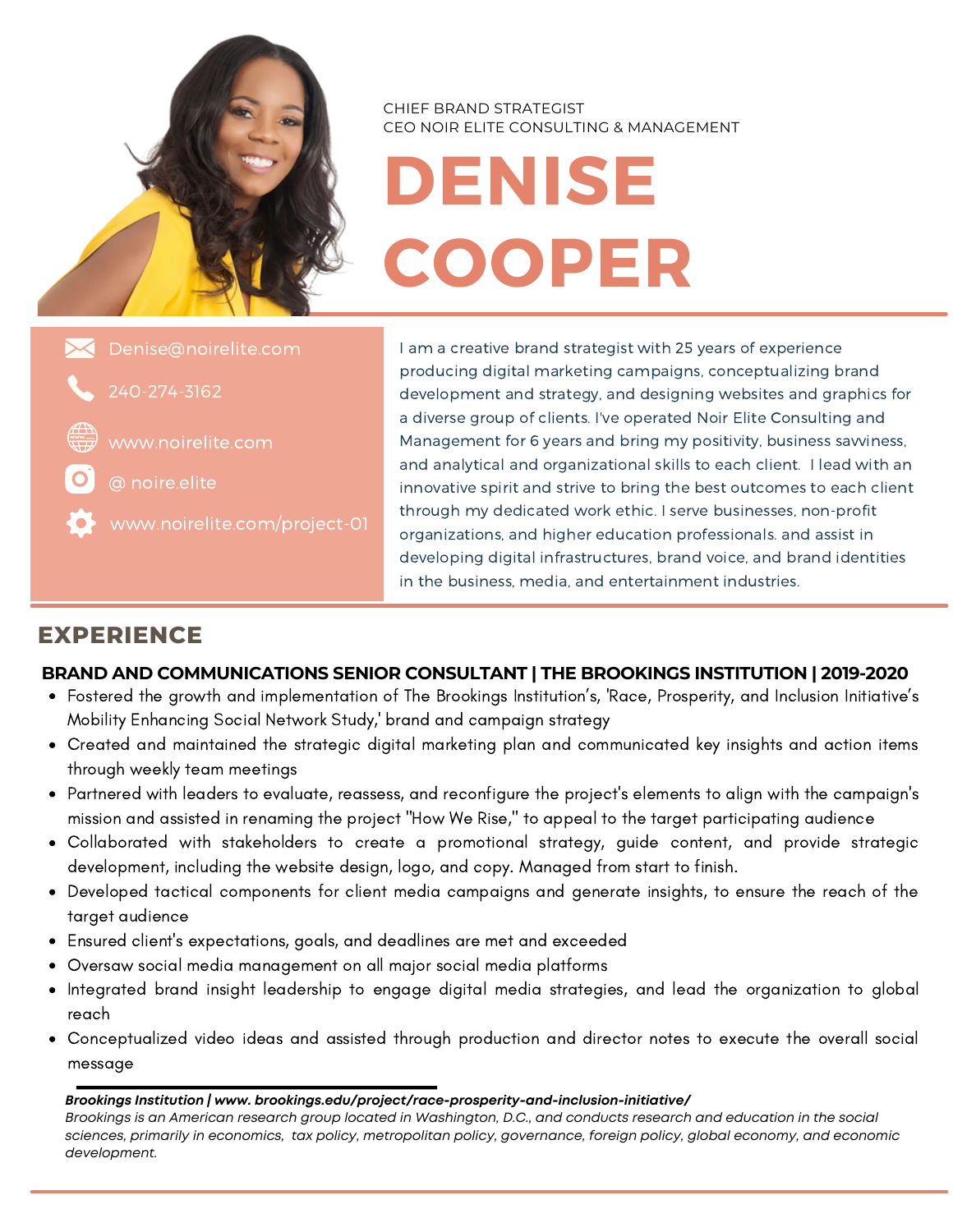CHIEF BRAND STRATEGIST
CEO NOIR ELITE CONSULTING & MANAGEMENT

# DENISE COOPER

- Denise@noirelite.com
- 240-274-3162
- www.noirelite.com
- @ noire.elite
- www.noirelite.com/project-01

I am a creative brand strategist with 25 years of experience producing digital marketing campaigns, conceptualizing brand development and strategy, and designing websites and graphics for a diverse group of clients. I've operated Noir Elite Consulting and Management for 6 years and bring my positivity, business savviness, and analytical and organizational skills to each client. I lead with an innovative spirit and strive to bring the best outcomes to each client through my dedicated work ethic. I serve businesses, non-profit organizations, and higher education professionals. and assist in developing digital infrastructures, brand voice, and brand identities in the business, media, and entertainment industries.

## EXPERIENCE

### BRAND AND COMMUNICATIONS SENIOR CONSULTANT | THE BROOKINGS INSTITUTION | 2019-2020

- Fostered the growth and implementation of The Brookings Institution's, 'Race, Prosperity, and Inclusion Initiative's Mobility Enhancing Social Network Study,' brand and campaign strategy
- Created and maintained the strategic digital marketing plan and communicated key insights and action items through weekly team meetings
- Partnered with leaders to evaluate, reassess, and reconfigure the project's elements to align with the campaign's mission and assisted in renaming the project "How We Rise," to appeal to the target participating audience
- Collaborated with stakeholders to create a promotional strategy, guide content, and provide strategic development, including the website design, logo, and copy. Managed from start to finish.
- Developed tactical components for client media campaigns and generate insights, to ensure the reach of the target audience
- Ensured client's expectations, goals, and deadlines are met and exceeded
- Oversaw social media management on all major social media platforms
- Integrated brand insight leadership to engage digital media strategies, and lead the organization to global reach
- Conceptualized video ideas and assisted through production and director notes to execute the overall social message

***Brookings Institution | www. brookings.edu/project/race-prosperity-and-inclusion-initiative/***
*Brookings is an American research group located in Washington, D.C., and conducts research and education in the social sciences, primarily in economics, tax policy, metropolitan policy, governance, foreign policy, global economy, and economic development.*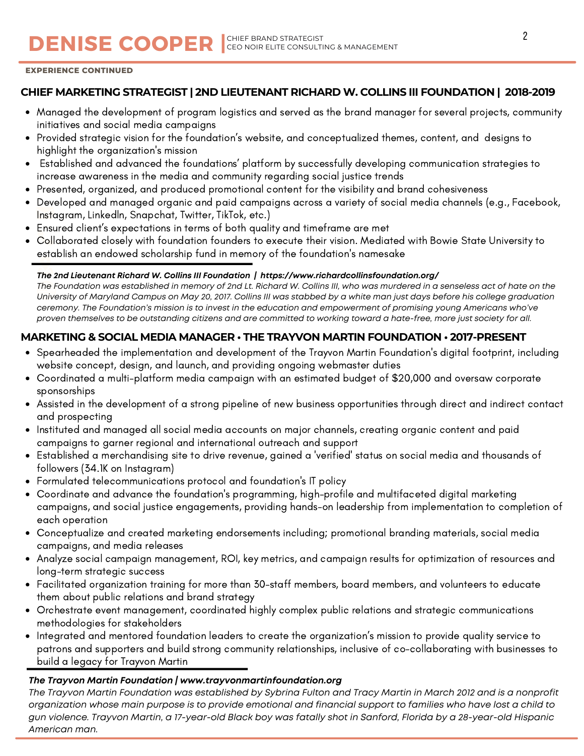**EXPERIENCE CONTINUED**

## CHIEF MARKETING STRATEGIST | 2ND LIEUTENANT RICHARD W. COLLINS III FOUNDATION | 2018-2019

- Managed the development of program logistics and served as the brand manager for several projects, community initiatives and social media campaigns
- Provided strategic vision for the foundation's website, and conceptualized themes, content, and designs to highlight the organization's mission
- Established and advanced the foundations' platform by successfully developing communication strategies to increase awareness in the media and community regarding social justice trends
- Presented, organized, and produced promotional content for the visibility and brand cohesiveness
- Developed and managed organic and paid campaigns across a variety of social media channels (e.g., Facebook, Instagram, LinkedIn, Snapchat, Twitter, TikTok, etc.)
- Ensured client's expectations in terms of both quality and timeframe are met
- Collaborated closely with foundation founders to execute their vision. Mediated with Bowie State University to establish an endowed scholarship fund in memory of the foundation's namesake

***The 2nd Lieutenant Richard W. Collins III Foundation | https://www.richardcollinsfoundation.org/***
*The Foundation was established in memory of 2nd Lt. Richard W. Collins III, who was murdered in a senseless act of hate on the University of Maryland Campus on May 20, 2017. Collins III was stabbed by a white man just days before his college graduation ceremony. The Foundation's mission is to invest in the education and empowerment of promising young Americans who've proven themselves to be outstanding citizens and are committed to working toward a hate-free, more just society for all.*

## MARKETING & SOCIAL MEDIA MANAGER • THE TRAYVON MARTIN FOUNDATION • 2017-PRESENT

- Spearheaded the implementation and development of the Trayvon Martin Foundation's digital footprint, including website concept, design, and launch, and providing ongoing webmaster duties
- Coordinated a multi-platform media campaign with an estimated budget of $20,000 and oversaw corporate sponsorships
- Assisted in the development of a strong pipeline of new business opportunities through direct and indirect contact and prospecting
- Instituted and managed all social media accounts on major channels, creating organic content and paid campaigns to garner regional and international outreach and support
- Established a merchandising site to drive revenue, gained a 'verified' status on social media and thousands of followers (34.1K on Instagram)
- Formulated telecommunications protocol and foundation's IT policy
- Coordinate and advance the foundation's programming, high-profile and multifaceted digital marketing campaigns, and social justice engagements, providing hands-on leadership from implementation to completion of each operation
- Conceptualize and created marketing endorsements including; promotional branding materials, social media campaigns, and media releases
- Analyze social campaign management, ROI, key metrics, and campaign results for optimization of resources and long-term strategic success
- Facilitated organization training for more than 30-staff members, board members, and volunteers to educate them about public relations and brand strategy
- Orchestrate event management, coordinated highly complex public relations and strategic communications methodologies for stakeholders
- Integrated and mentored foundation leaders to create the organization's mission to provide quality service to patrons and supporters and build strong community relationships, inclusive of co-collaborating with businesses to build a legacy for Trayvon Martin

***The Trayvon Martin Foundation | www.trayvonmartinfoundation.org***
*The Trayvon Martin Foundation was established by Sybrina Fulton and Tracy Martin in March 2012 and is a nonprofit organization whose main purpose is to provide emotional and financial support to families who have lost a child to gun violence. Trayvon Martin, a 17-year-old Black boy was fatally shot in Sanford, Florida by a 28-year-old Hispanic American man.*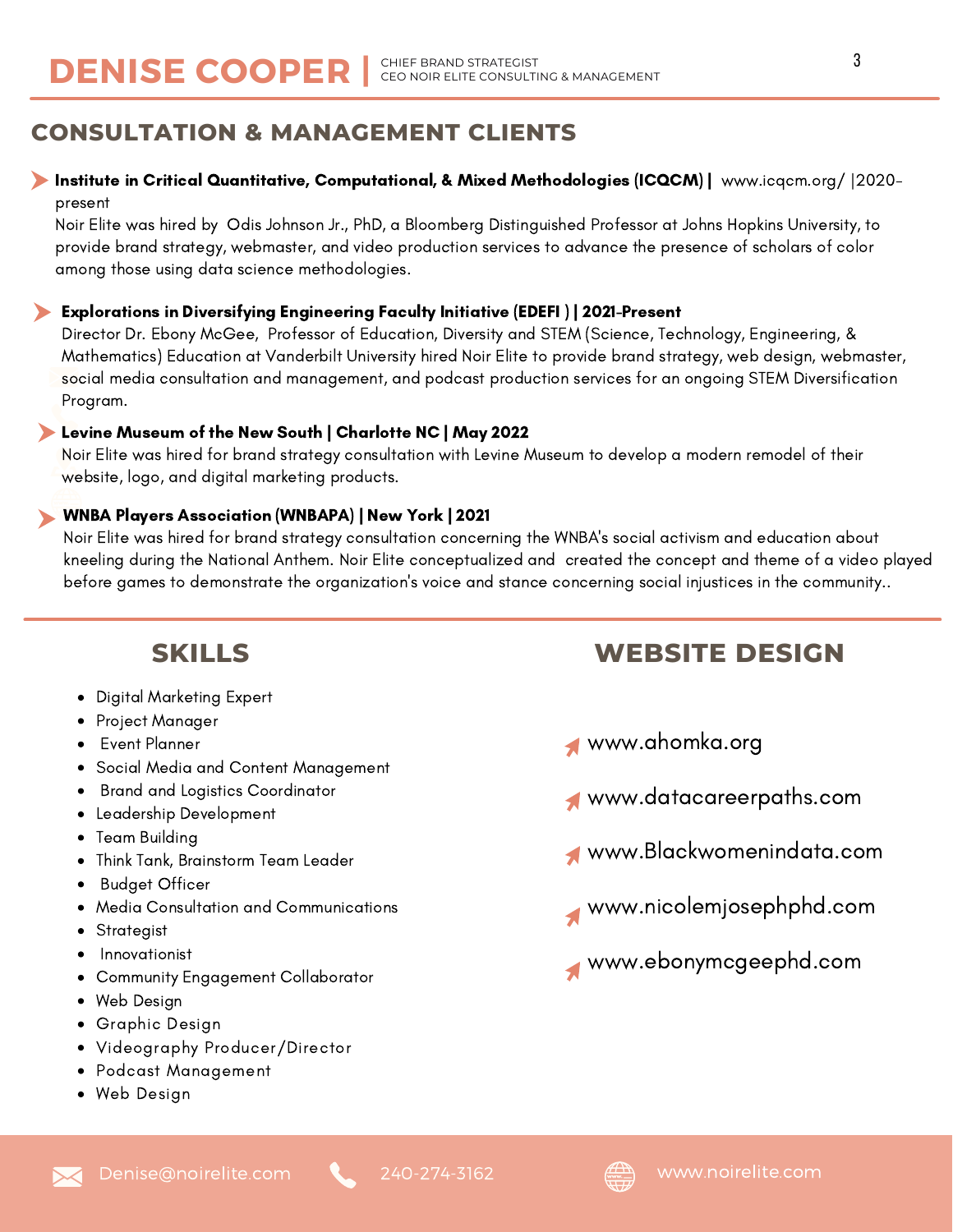## CONSULTATION & MANAGEMENT CLIENTS

**Institute in Critical Quantitative, Computational, & Mixed Methodologies (ICQCM) |** www.icqcm.org/ |2020-present
Noir Elite was hired by Odis Johnson Jr., PhD, a Bloomberg Distinguished Professor at Johns Hopkins University, to provide brand strategy, webmaster, and video production services to advance the presence of scholars of color among those using data science methodologies.

**Explorations in Diversifying Engineering Faculty Initiative (EDEFI ) | 2021-Present**
Director Dr. Ebony McGee, Professor of Education, Diversity and STEM (Science, Technology, Engineering, & Mathematics) Education at Vanderbilt University hired Noir Elite to provide brand strategy, web design, webmaster, social media consultation and management, and podcast production services for an ongoing STEM Diversification Program.

**Levine Museum of the New South | Charlotte NC | May 2022**
Noir Elite was hired for brand strategy consultation with Levine Museum to develop a modern remodel of their website, logo, and digital marketing products.

**WNBA Players Association (WNBAPA) | New York | 2021**
Noir Elite was hired for brand strategy consultation concerning the WNBA's social activism and education about kneeling during the National Anthem. Noir Elite conceptualized and created the concept and theme of a video played before games to demonstrate the organization's voice and stance concerning social injustices in the community..

## SKILLS

- Digital Marketing Expert
- Project Manager
- Event Planner
- Social Media and Content Management
- Brand and Logistics Coordinator
- Leadership Development
- Team Building
- Think Tank, Brainstorm Team Leader
- Budget Officer
- Media Consultation and Communications
- Strategist
- Innovationist
- Community Engagement Collaborator
- Web Design
- Graphic Design
- Videography Producer/Director
- Podcast Management
- Web Design

## WEBSITE DESIGN

- www.ahomka.org
- www.datacareerpaths.com
- www.Blackwomenindata.com
- www.nicolemjosephphd.com
- www.ebonymcgeephd.com

Denise@noirelite.com 240-274-3162 www.noirelite.com